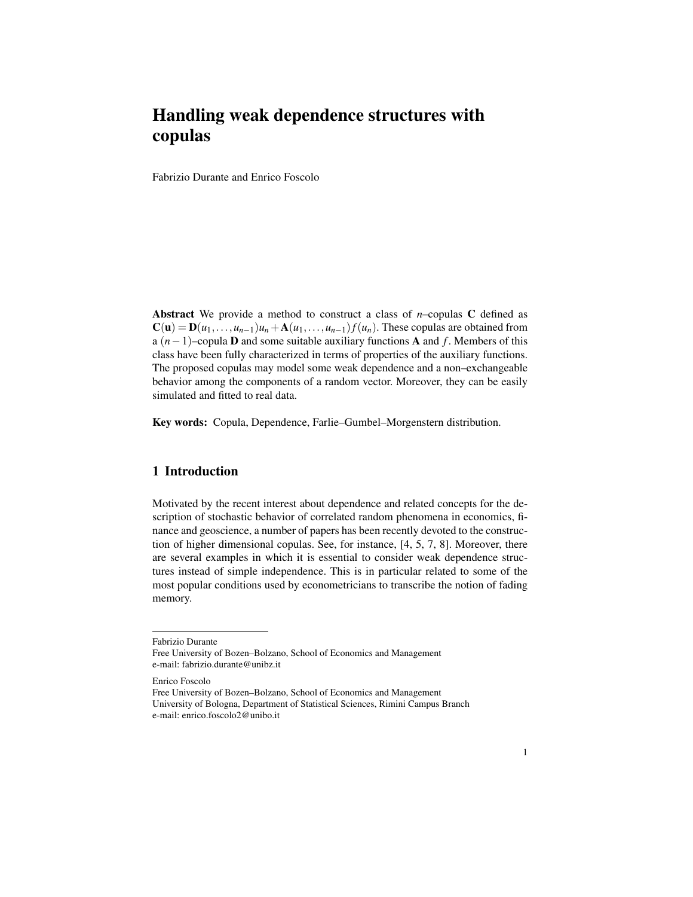# Handling weak dependence structures with copulas

Fabrizio Durante and Enrico Foscolo

**Abstract** We provide a method to construct a class of $n$–copulas $\mathbf{C}$ defined as $\mathbf{C}(\mathbf{u}) = \mathbf{D}(u_1, \dots, u_{n-1})u_n + \mathbf{A}(u_1, \dots, u_{n-1})f(u_n)$. These copulas are obtained from a $(n-1)$–copula $\mathbf{D}$ and some suitable auxiliary functions $\mathbf{A}$ and $f$. Members of this class have been fully characterized in terms of properties of the auxiliary functions. The proposed copulas may model some weak dependence and a non–exchangeable behavior among the components of a random vector. Moreover, they can be easily simulated and fitted to real data.

**Key words:** Copula, Dependence, Farlie–Gumbel–Morgenstern distribution.

## 1 Introduction

Motivated by the recent interest about dependence and related concepts for the description of stochastic behavior of correlated random phenomena in economics, finance and geoscience, a number of papers has been recently devoted to the construction of higher dimensional copulas. See, for instance, [4, 5, 7, 8]. Moreover, there are several examples in which it is essential to consider weak dependence structures instead of simple independence. This is in particular related to some of the most popular conditions used by econometricians to transcribe the notion of fading memory.

---

Fabrizio Durante
Free University of Bozen–Bolzano, School of Economics and Management
e-mail: fabrizio.durante@unibz.it

Enrico Foscolo
Free University of Bozen–Bolzano, School of Economics and Management
University of Bologna, Department of Statistical Sciences, Rimini Campus Branch
e-mail: enrico.foscolo2@unibo.it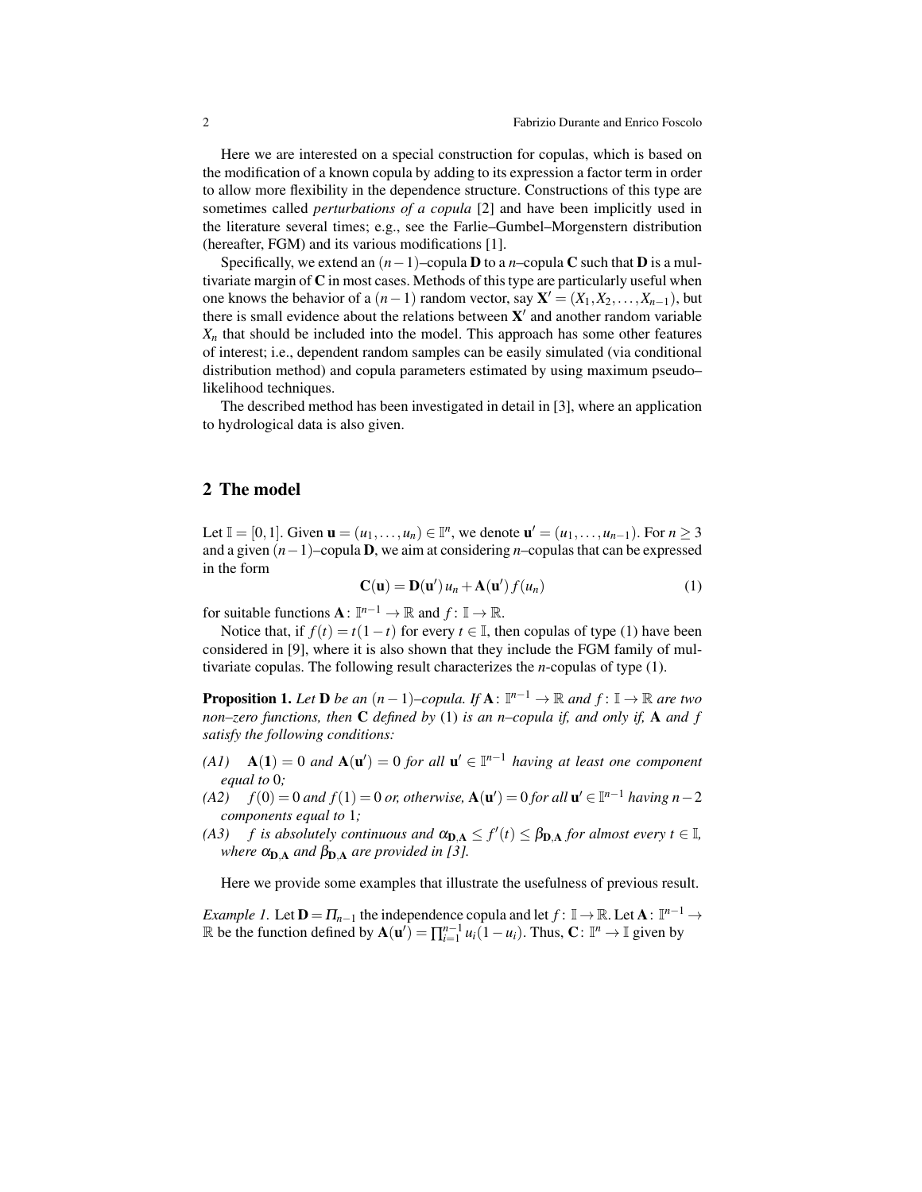Here we are interested on a special construction for copulas, which is based on the modification of a known copula by adding to its expression a factor term in order to allow more flexibility in the dependence structure. Constructions of this type are sometimes called *perturbations of a copula* [2] and have been implicitly used in the literature several times; e.g., see the Farlie–Gumbel–Morgenstern distribution (hereafter, FGM) and its various modifications [1].

Specifically, we extend an $(n-1)$–copula $\mathbf{D}$ to a $n$–copula $\mathbf{C}$ such that $\mathbf{D}$ is a multivariate margin of $\mathbf{C}$ in most cases. Methods of this type are particularly useful when one knows the behavior of a $(n-1)$ random vector, say $\mathbf{X}' = (X_1, X_2, \dots, X_{n-1})$, but there is small evidence about the relations between $\mathbf{X}'$ and another random variable $X_n$ that should be included into the model. This approach has some other features of interest; i.e., dependent random samples can be easily simulated (via conditional distribution method) and copula parameters estimated by using maximum pseudo–likelihood techniques.

The described method has been investigated in detail in [3], where an application to hydrological data is also given.

## 2 The model

Let $\mathbb{I} = [0,1]$. Given $\mathbf{u} = (u_1, \dots, u_n) \in \mathbb{I}^n$, we denote $\mathbf{u}' = (u_1, \dots, u_{n-1})$. For $n \geq 3$ and a given $(n-1)$–copula $\mathbf{D}$, we aim at considering $n$–copulas that can be expressed in the form

$$\mathbf{C}(\mathbf{u}) = \mathbf{D}(\mathbf{u}')\, u_n + \mathbf{A}(\mathbf{u}')\, f(u_n) \tag{1}$$

for suitable functions $\mathbf{A} \colon \mathbb{I}^{n-1} \to \mathbb{R}$ and $f \colon \mathbb{I} \to \mathbb{R}$.

Notice that, if $f(t) = t(1-t)$ for every $t \in \mathbb{I}$, then copulas of type (1) have been considered in [9], where it is also shown that they include the FGM family of multivariate copulas. The following result characterizes the $n$-copulas of type (1).

**Proposition 1.** *Let $\mathbf{D}$ be an $(n-1)$–copula. If $\mathbf{A} \colon \mathbb{I}^{n-1} \to \mathbb{R}$ and $f \colon \mathbb{I} \to \mathbb{R}$ are two non–zero functions, then $\mathbf{C}$ defined by* (1) *is an $n$–copula if, and only if, $\mathbf{A}$ and $f$ satisfy the following conditions:*

*(A1)* $\mathbf{A}(\mathbf{1}) = 0$ *and* $\mathbf{A}(\mathbf{u}') = 0$ *for all* $\mathbf{u}' \in \mathbb{I}^{n-1}$ *having at least one component equal to* $0$*;*

*(A2)* $f(0) = 0$ *and* $f(1) = 0$ *or, otherwise,* $\mathbf{A}(\mathbf{u}') = 0$ *for all* $\mathbf{u}' \in \mathbb{I}^{n-1}$ *having* $n-2$ *components equal to* $1$*;*

*(A3)* $f$ *is absolutely continuous and* $\alpha_{\mathbf{D},\mathbf{A}} \leq f'(t) \leq \beta_{\mathbf{D},\mathbf{A}}$ *for almost every* $t \in \mathbb{I}$*, where* $\alpha_{\mathbf{D},\mathbf{A}}$ *and* $\beta_{\mathbf{D},\mathbf{A}}$ *are provided in [3].*

Here we provide some examples that illustrate the usefulness of previous result.

*Example 1.* Let $\mathbf{D} = \Pi_{n-1}$ the independence copula and let $f \colon \mathbb{I} \to \mathbb{R}$. Let $\mathbf{A} \colon \mathbb{I}^{n-1} \to \mathbb{R}$ be the function defined by $\mathbf{A}(\mathbf{u}') = \prod_{i=1}^{n-1} u_i(1-u_i)$. Thus, $\mathbf{C} \colon \mathbb{I}^n \to \mathbb{I}$ given by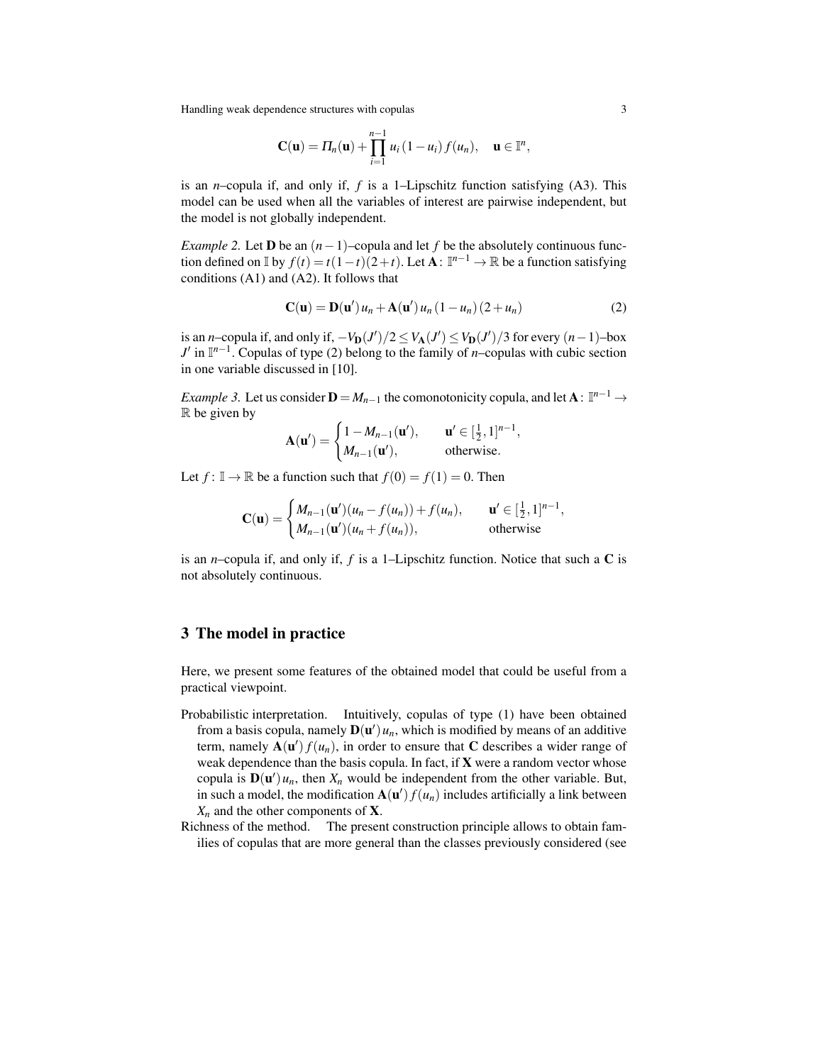$$\mathbf{C}(\mathbf{u}) = \Pi_n(\mathbf{u}) + \prod_{i=1}^{n-1} u_i\,(1-u_i)\,f(u_n), \quad \mathbf{u} \in \mathbb{I}^n,$$

is an $n$–copula if, and only if, $f$ is a 1–Lipschitz function satisfying (A3). This model can be used when all the variables of interest are pairwise independent, but the model is not globally independent.

*Example 2.* Let $\mathbf{D}$ be an $(n-1)$–copula and let $f$ be the absolutely continuous function defined on $\mathbb{I}$ by $f(t) = t(1-t)(2+t)$. Let $\mathbf{A}\colon \mathbb{I}^{n-1} \to \mathbb{R}$ be a function satisfying conditions (A1) and (A2). It follows that

$$\mathbf{C}(\mathbf{u}) = \mathbf{D}(\mathbf{u}')\,u_n + \mathbf{A}(\mathbf{u}')\,u_n\,(1-u_n)\,(2+u_n) \tag{2}$$

is an $n$–copula if, and only if, $-V_{\mathbf{D}}(J')/2 \le V_{\mathbf{A}}(J') \le V_{\mathbf{D}}(J')/3$ for every $(n-1)$–box $J'$ in $\mathbb{I}^{n-1}$. Copulas of type (2) belong to the family of $n$–copulas with cubic section in one variable discussed in [10].

*Example 3.* Let us consider $\mathbf{D} = M_{n-1}$ the comonotonicity copula, and let $\mathbf{A}\colon \mathbb{I}^{n-1} \to \mathbb{R}$ be given by

$$\mathbf{A}(\mathbf{u}') = \begin{cases} 1 - M_{n-1}(\mathbf{u}'), & \mathbf{u}' \in [\frac{1}{2}, 1]^{n-1}, \\ M_{n-1}(\mathbf{u}'), & \text{otherwise.} \end{cases}$$

Let $f\colon \mathbb{I} \to \mathbb{R}$ be a function such that $f(0) = f(1) = 0$. Then

$$\mathbf{C}(\mathbf{u}) = \begin{cases} M_{n-1}(\mathbf{u}')(u_n - f(u_n)) + f(u_n), & \mathbf{u}' \in [\frac{1}{2}, 1]^{n-1}, \\ M_{n-1}(\mathbf{u}')(u_n + f(u_n)), & \text{otherwise} \end{cases}$$

is an $n$–copula if, and only if, $f$ is a 1–Lipschitz function. Notice that such a $\mathbf{C}$ is not absolutely continuous.

## 3 The model in practice

Here, we present some features of the obtained model that could be useful from a practical viewpoint.

Probabilistic interpretation. Intuitively, copulas of type (1) have been obtained from a basis copula, namely $\mathbf{D}(\mathbf{u}')\,u_n$, which is modified by means of an additive term, namely $\mathbf{A}(\mathbf{u}')\,f(u_n)$, in order to ensure that $\mathbf{C}$ describes a wider range of weak dependence than the basis copula. In fact, if $\mathbf{X}$ were a random vector whose copula is $\mathbf{D}(\mathbf{u}')\,u_n$, then $X_n$ would be independent from the other variable. But, in such a model, the modification $\mathbf{A}(\mathbf{u}')\,f(u_n)$ includes artificially a link between $X_n$ and the other components of $\mathbf{X}$.

Richness of the method. The present construction principle allows to obtain families of copulas that are more general than the classes previously considered (see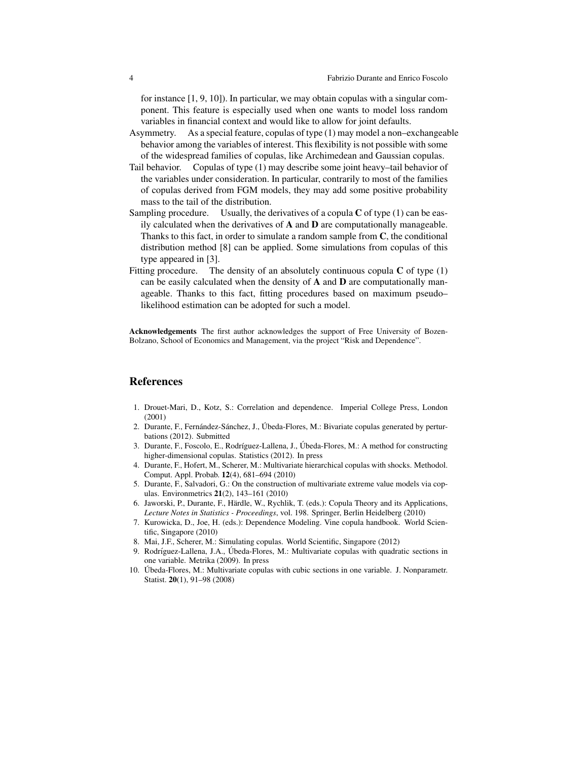for instance [1, 9, 10]). In particular, we may obtain copulas with a singular component. This feature is especially used when one wants to model loss random variables in financial context and would like to allow for joint defaults.

Asymmetry. As a special feature, copulas of type (1) may model a non–exchangeable behavior among the variables of interest. This flexibility is not possible with some of the widespread families of copulas, like Archimedean and Gaussian copulas.

Tail behavior. Copulas of type (1) may describe some joint heavy–tail behavior of the variables under consideration. In particular, contrarily to most of the families of copulas derived from FGM models, they may add some positive probability mass to the tail of the distribution.

Sampling procedure. Usually, the derivatives of a copula $\mathbf{C}$ of type (1) can be easily calculated when the derivatives of $\mathbf{A}$ and $\mathbf{D}$ are computationally manageable. Thanks to this fact, in order to simulate a random sample from $\mathbf{C}$, the conditional distribution method [8] can be applied. Some simulations from copulas of this type appeared in [3].

Fitting procedure. The density of an absolutely continuous copula $\mathbf{C}$ of type (1) can be easily calculated when the density of $\mathbf{A}$ and $\mathbf{D}$ are computationally manageable. Thanks to this fact, fitting procedures based on maximum pseudo–likelihood estimation can be adopted for such a model.

**Acknowledgements** The first author acknowledges the support of Free University of Bozen-Bolzano, School of Economics and Management, via the project "Risk and Dependence".

## References

1. Drouet-Mari, D., Kotz, S.: Correlation and dependence. Imperial College Press, London (2001)
2. Durante, F., Fernández-Sánchez, J., Úbeda-Flores, M.: Bivariate copulas generated by perturbations (2012). Submitted
3. Durante, F., Foscolo, E., Rodríguez-Lallena, J., Úbeda-Flores, M.: A method for constructing higher-dimensional copulas. Statistics (2012). In press
4. Durante, F., Hofert, M., Scherer, M.: Multivariate hierarchical copulas with shocks. Methodol. Comput. Appl. Probab. **12**(4), 681–694 (2010)
5. Durante, F., Salvadori, G.: On the construction of multivariate extreme value models via copulas. Environmetrics **21**(2), 143–161 (2010)
6. Jaworski, P., Durante, F., Härdle, W., Rychlik, T. (eds.): Copula Theory and its Applications, *Lecture Notes in Statistics - Proceedings*, vol. 198. Springer, Berlin Heidelberg (2010)
7. Kurowicka, D., Joe, H. (eds.): Dependence Modeling. Vine copula handbook. World Scientific, Singapore (2010)
8. Mai, J.F., Scherer, M.: Simulating copulas. World Scientific, Singapore (2012)
9. Rodríguez-Lallena, J.A., Úbeda-Flores, M.: Multivariate copulas with quadratic sections in one variable. Metrika (2009). In press
10. Úbeda-Flores, M.: Multivariate copulas with cubic sections in one variable. J. Nonparametr. Statist. **20**(1), 91–98 (2008)